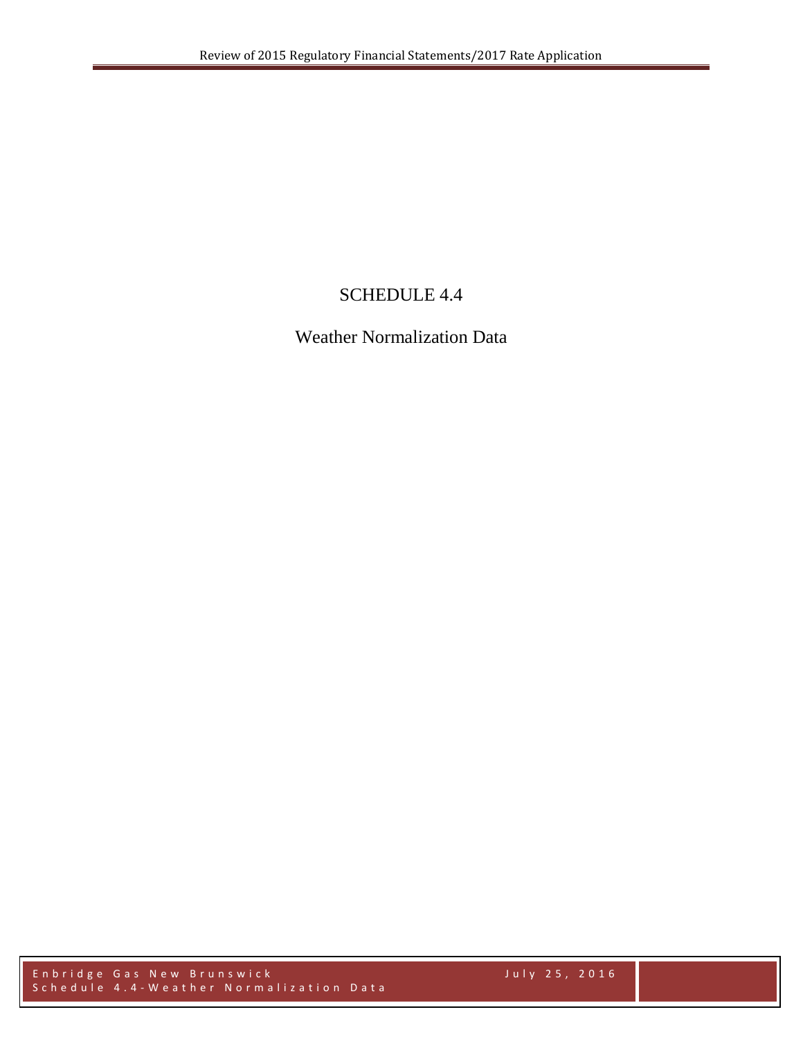# SCHEDULE 4.4

## Weather Normalization Data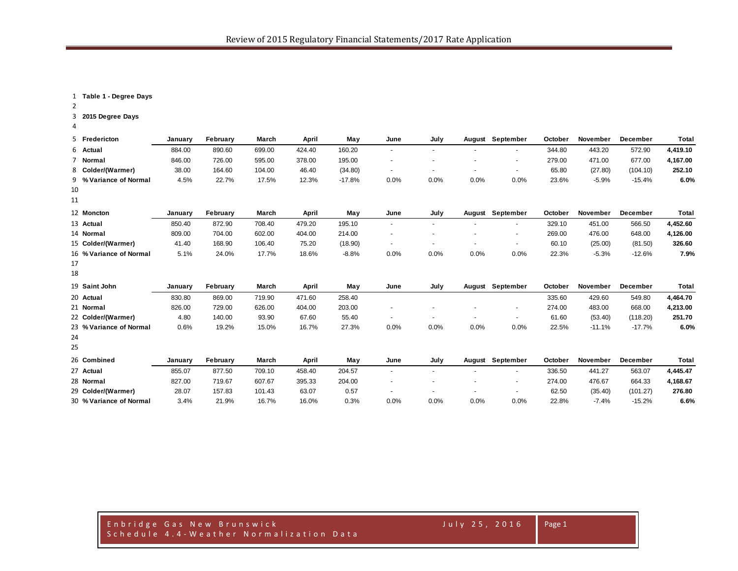**Table 1 - Degree Days**

**2015 Degree Days**

| Fredericton | January | February | March | April | May | June | July | August | September | October | November | December | Total |
|---|---|---|---|---|---|---|---|---|---|---|---|---|---|
| **Actual** | 884.00 | 890.60 | 699.00 | 424.40 | 160.20 | - | - | - | - | 344.80 | 443.20 | 572.90 | **4,419.10** |
| **Normal** | 846.00 | 726.00 | 595.00 | 378.00 | 195.00 | - | - | - | - | 279.00 | 471.00 | 677.00 | **4,167.00** |
| **Colder/(Warmer)** | 38.00 | 164.60 | 104.00 | 46.40 | (34.80) | - | - | - | - | 65.80 | (27.80) | (104.10) | **252.10** |
| **% Variance of Normal** | 4.5% | 22.7% | 17.5% | 12.3% | -17.8% | 0.0% | 0.0% | 0.0% | 0.0% | 23.6% | -5.9% | -15.4% | **6.0%** |

| Moncton | January | February | March | April | May | June | July | August | September | October | November | December | Total |
|---|---|---|---|---|---|---|---|---|---|---|---|---|---|
| **Actual** | 850.40 | 872.90 | 708.40 | 479.20 | 195.10 | - | - | - | - | 329.10 | 451.00 | 566.50 | **4,452.60** |
| **Normal** | 809.00 | 704.00 | 602.00 | 404.00 | 214.00 | - | - | - | - | 269.00 | 476.00 | 648.00 | **4,126.00** |
| **Colder/(Warmer)** | 41.40 | 168.90 | 106.40 | 75.20 | (18.90) | - | - | - | - | 60.10 | (25.00) | (81.50) | **326.60** |
| **% Variance of Normal** | 5.1% | 24.0% | 17.7% | 18.6% | -8.8% | 0.0% | 0.0% | 0.0% | 0.0% | 22.3% | -5.3% | -12.6% | **7.9%** |

| Saint John | January | February | March | April | May | June | July | August | September | October | November | December | Total |
|---|---|---|---|---|---|---|---|---|---|---|---|---|---|
| **Actual** | 830.80 | 869.00 | 719.90 | 471.60 | 258.40 | | | | | 335.60 | 429.60 | 549.80 | **4,464.70** |
| **Normal** | 826.00 | 729.00 | 626.00 | 404.00 | 203.00 | - | - | - | - | 274.00 | 483.00 | 668.00 | **4,213.00** |
| **Colder/(Warmer)** | 4.80 | 140.00 | 93.90 | 67.60 | 55.40 | - | - | - | - | 61.60 | (53.40) | (118.20) | **251.70** |
| **% Variance of Normal** | 0.6% | 19.2% | 15.0% | 16.7% | 27.3% | 0.0% | 0.0% | 0.0% | 0.0% | 22.5% | -11.1% | -17.7% | **6.0%** |

| Combined | January | February | March | April | May | June | July | August | September | October | November | December | Total |
|---|---|---|---|---|---|---|---|---|---|---|---|---|---|
| **Actual** | 855.07 | 877.50 | 709.10 | 458.40 | 204.57 | - | - | - | - | 336.50 | 441.27 | 563.07 | **4,445.47** |
| **Normal** | 827.00 | 719.67 | 607.67 | 395.33 | 204.00 | - | - | - | - | 274.00 | 476.67 | 664.33 | **4,168.67** |
| **Colder/(Warmer)** | 28.07 | 157.83 | 101.43 | 63.07 | 0.57 | - | - | - | - | 62.50 | (35.40) | (101.27) | **276.80** |
| **% Variance of Normal** | 3.4% | 21.9% | 16.7% | 16.0% | 0.3% | 0.0% | 0.0% | 0.0% | 0.0% | 22.8% | -7.4% | -15.2% | **6.6%** |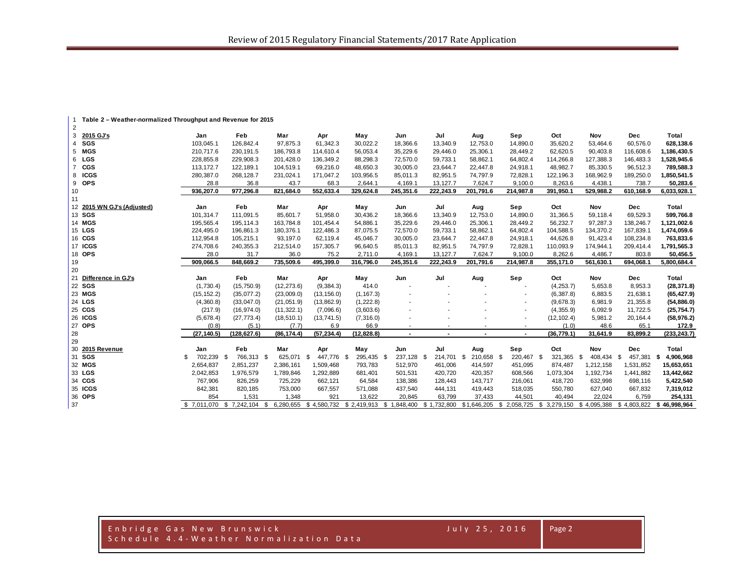**Table 2 – Weather-normalized Throughput and Revenue for 2015**

| 2015 GJ's | Jan | Feb | Mar | Apr | May | Jun | Jul | Aug | Sep | Oct | Nov | Dec | Total |
|---|---|---|---|---|---|---|---|---|---|---|---|---|---|
| **SGS** | 103,045.1 | 126,842.4 | 97,875.3 | 61,342.3 | 30,022.2 | 18,366.6 | 13,340.9 | 12,753.0 | 14,890.0 | 35,620.2 | 53,464.6 | 60,576.0 | **628,138.6** |
| **MGS** | 210,717.6 | 230,191.5 | 186,793.8 | 114,610.4 | 56,053.4 | 35,229.6 | 29,446.0 | 25,306.1 | 28,449.2 | 62,620.5 | 90,403.8 | 116,608.6 | **1,186,430.5** |
| **LGS** | 228,855.8 | 229,908.3 | 201,428.0 | 136,349.2 | 88,298.3 | 72,570.0 | 59,733.1 | 58,862.1 | 64,802.4 | 114,266.8 | 127,388.3 | 146,483.3 | **1,528,945.6** |
| **CGS** | 113,172.7 | 122,189.1 | 104,519.1 | 69,216.0 | 48,650.3 | 30,005.0 | 23,644.7 | 22,447.8 | 24,918.1 | 48,982.7 | 85,330.5 | 96,512.3 | **789,588.3** |
| **ICGS** | 280,387.0 | 268,128.7 | 231,024.1 | 171,047.2 | 103,956.5 | 85,011.3 | 82,951.5 | 74,797.9 | 72,828.1 | 122,196.3 | 168,962.9 | 189,250.0 | **1,850,541.5** |
| **OPS** | 28.8 | 36.8 | 43.7 | 68.3 | 2,644.1 | 4,169.1 | 13,127.7 | 7,624.7 | 9,100.0 | 8,263.6 | 4,438.1 | 738.7 | **50,283.6** |
| | **936,207.0** | **977,296.8** | **821,684.0** | **552,633.4** | **329,624.8** | **245,351.6** | **222,243.9** | **201,791.6** | **214,987.8** | **391,950.1** | **529,988.2** | **610,168.9** | **6,033,928.1** |
| **2015 WN GJ's (Adjusted)** | **Jan** | **Feb** | **Mar** | **Apr** | **May** | **Jun** | **Jul** | **Aug** | **Sep** | **Oct** | **Nov** | **Dec** | **Total** |
| **SGS** | 101,314.7 | 111,091.5 | 85,601.7 | 51,958.0 | 30,436.2 | 18,366.6 | 13,340.9 | 12,753.0 | 14,890.0 | 31,366.5 | 59,118.4 | 69,529.3 | **599,766.8** |
| **MGS** | 195,565.4 | 195,114.3 | 163,784.8 | 101,454.4 | 54,886.1 | 35,229.6 | 29,446.0 | 25,306.1 | 28,449.2 | 56,232.7 | 97,287.3 | 138,246.7 | **1,121,002.6** |
| **LGS** | 224,495.0 | 196,861.3 | 180,376.1 | 122,486.3 | 87,075.5 | 72,570.0 | 59,733.1 | 58,862.1 | 64,802.4 | 104,588.5 | 134,370.2 | 167,839.1 | **1,474,059.6** |
| **CGS** | 112,954.8 | 105,215.1 | 93,197.0 | 62,119.4 | 45,046.7 | 30,005.0 | 23,644.7 | 22,447.8 | 24,918.1 | 44,626.8 | 91,423.4 | 108,234.8 | **763,833.6** |
| **ICGS** | 274,708.6 | 240,355.3 | 212,514.0 | 157,305.7 | 96,640.5 | 85,011.3 | 82,951.5 | 74,797.9 | 72,828.1 | 110,093.9 | 174,944.1 | 209,414.4 | **1,791,565.3** |
| **OPS** | 28.0 | 31.7 | 36.0 | 75.2 | 2,711.0 | 4,169.1 | 13,127.7 | 7,624.7 | 9,100.0 | 8,262.6 | 4,486.7 | 803.8 | **50,456.5** |
| | **909,066.5** | **848,669.2** | **735,509.6** | **495,399.0** | **316,796.0** | **245,351.6** | **222,243.9** | **201,791.6** | **214,987.8** | **355,171.0** | **561,630.1** | **694,068.1** | **5,800,684.4** |
| **Difference in GJ's** | **Jan** | **Feb** | **Mar** | **Apr** | **May** | **Jun** | **Jul** | **Aug** | **Sep** | **Oct** | **Nov** | **Dec** | **Total** |
| **SGS** | (1,730.4) | (15,750.9) | (12,273.6) | (9,384.3) | 414.0 | - | - | - | - | (4,253.7) | 5,653.8 | 8,953.3 | **(28,371.8)** |
| **MGS** | (15,152.2) | (35,077.2) | (23,009.0) | (13,156.0) | (1,167.3) | - | - | - | - | (6,387.8) | 6,883.5 | 21,638.1 | **(65,427.9)** |
| **LGS** | (4,360.8) | (33,047.0) | (21,051.9) | (13,862.9) | (1,222.8) | - | - | - | - | (9,678.3) | 6,981.9 | 21,355.8 | **(54,886.0)** |
| **CGS** | (217.9) | (16,974.0) | (11,322.1) | (7,096.6) | (3,603.6) | - | - | - | - | (4,355.9) | 6,092.9 | 11,722.5 | **(25,754.7)** |
| **ICGS** | (5,678.4) | (27,773.4) | (18,510.1) | (13,741.5) | (7,316.0) | - | - | - | - | (12,102.4) | 5,981.2 | 20,164.4 | **(58,976.2)** |
| **OPS** | (0.8) | (5.1) | (7.7) | 6.9 | 66.9 | - | - | - | - | (1.0) | 48.6 | 65.1 | **172.9** |
| | **(27,140.5)** | **(128,627.6)** | **(86,174.4)** | **(57,234.4)** | **(12,828.8)** | **-** | **-** | **-** | **-** | **(36,779.1)** | **31,641.9** | **83,899.2** | **(233,243.7)** |
| **2015 Revenue** | **Jan** | **Feb** | **Mar** | **Apr** | **May** | **Jun** | **Jul** | **Aug** | **Sep** | **Oct** | **Nov** | **Dec** | **Total** |
| **SGS** | $ 702,239 | $ 766,313 | $ 625,071 | $ 447,776 | $ 295,435 | $ 237,128 | $ 214,701 | $ 210,658 | $ 220,467 | $ 321,365 | $ 408,434 | $ 457,381 | **$ 4,906,968** |
| **MGS** | 2,654,837 | 2,851,237 | 2,386,161 | 1,509,468 | 793,783 | 512,970 | 461,006 | 414,597 | 451,095 | 874,487 | 1,212,158 | 1,531,852 | **15,653,651** |
| **LGS** | 2,042,853 | 1,976,579 | 1,789,846 | 1,292,889 | 681,401 | 501,531 | 420,720 | 420,357 | 608,566 | 1,073,304 | 1,192,734 | 1,441,882 | **13,442,662** |
| **CGS** | 767,906 | 826,259 | 725,229 | 662,121 | 64,584 | 138,386 | 128,443 | 143,717 | 216,061 | 418,720 | 632,998 | 698,116 | **5,422,540** |
| **ICGS** | 842,381 | 820,185 | 753,000 | 667,557 | 571,088 | 437,540 | 444,131 | 419,443 | 518,035 | 550,780 | 627,040 | 667,832 | **7,319,012** |
| **OPS** | 854 | 1,531 | 1,348 | 921 | 13,622 | 20,845 | 63,799 | 37,433 | 44,501 | 40,494 | 22,024 | 6,759 | **254,131** |
| | $ 7,011,070 | $ 7,242,104 | $ 6,280,655 | $ 4,580,732 | $ 2,419,913 | $ 1,848,400 | $ 1,732,800 | $1,646,205 | $ 2,058,725 | $ 3,279,150 | $ 4,095,388 | $ 4,803,822 | **$ 46,998,964** |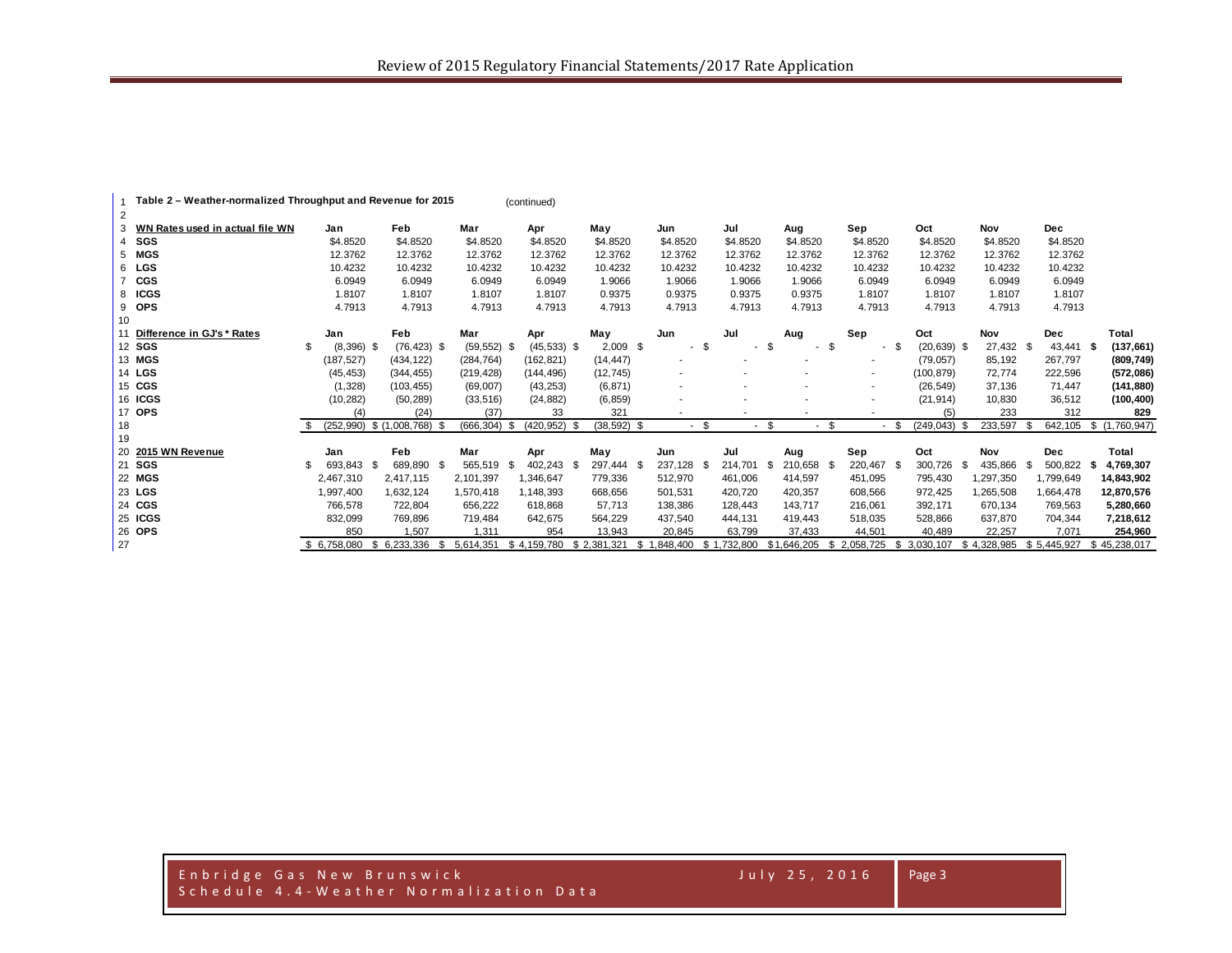Table 2 – Weather-normalized Throughput and Revenue for 2015 (continued)

| | | Jan | Feb | Mar | Apr | May | Jun | Jul | Aug | Sep | Oct | Nov | Dec | Total |
|---|---|---|---|---|---|---|---|---|---|---|---|---|---|---|
| 1 | **Table 2 – Weather-normalized Throughput and Revenue for 2015** | | | | (continued) | | | | | | | | | |
| 2 | | | | | | | | | | | | | | |
| 3 | **WN Rates used in actual file WN** | **Jan** | **Feb** | **Mar** | **Apr** | **May** | **Jun** | **Jul** | **Aug** | **Sep** | **Oct** | **Nov** | **Dec** | |
| 4 | **SGS** | $4.8520 | $4.8520 | $4.8520 | $4.8520 | $4.8520 | $4.8520 | $4.8520 | $4.8520 | $4.8520 | $4.8520 | $4.8520 | $4.8520 | |
| 5 | **MGS** | 12.3762 | 12.3762 | 12.3762 | 12.3762 | 12.3762 | 12.3762 | 12.3762 | 12.3762 | 12.3762 | 12.3762 | 12.3762 | 12.3762 | |
| 6 | **LGS** | 10.4232 | 10.4232 | 10.4232 | 10.4232 | 10.4232 | 10.4232 | 10.4232 | 10.4232 | 10.4232 | 10.4232 | 10.4232 | 10.4232 | |
| 7 | **CGS** | 6.0949 | 6.0949 | 6.0949 | 6.0949 | 1.9066 | 1.9066 | 1.9066 | 1.9066 | 6.0949 | 6.0949 | 6.0949 | 6.0949 | |
| 8 | **ICGS** | 1.8107 | 1.8107 | 1.8107 | 1.8107 | 0.9375 | 0.9375 | 0.9375 | 0.9375 | 1.8107 | 1.8107 | 1.8107 | 1.8107 | |
| 9 | **OPS** | 4.7913 | 4.7913 | 4.7913 | 4.7913 | 4.7913 | 4.7913 | 4.7913 | 4.7913 | 4.7913 | 4.7913 | 4.7913 | 4.7913 | |
| 10 | | | | | | | | | | | | | | |
| 11 | **Difference in GJ's * Rates** | **Jan** | **Feb** | **Mar** | **Apr** | **May** | **Jun** | **Jul** | **Aug** | **Sep** | **Oct** | **Nov** | **Dec** | **Total** |
| 12 | **SGS** | $ (8,396) | $ (76,423) | $ (59,552) | $ (45,533) | $ 2,009 | $ - | $ - | $ - | $ - | $ (20,639) | $ 27,432 | $ 43,441 | **$ (137,661)** |
| 13 | **MGS** | (187,527) | (434,122) | (284,764) | (162,821) | (14,447) | - | - | - | - | (79,057) | 85,192 | 267,797 | **(809,749)** |
| 14 | **LGS** | (45,453) | (344,455) | (219,428) | (144,496) | (12,745) | - | - | - | - | (100,879) | 72,774 | 222,596 | **(572,086)** |
| 15 | **CGS** | (1,328) | (103,455) | (69,007) | (43,253) | (6,871) | - | - | - | - | (26,549) | 37,136 | 71,447 | **(141,880)** |
| 16 | **ICGS** | (10,282) | (50,289) | (33,516) | (24,882) | (6,859) | - | - | - | - | (21,914) | 10,830 | 36,512 | **(100,400)** |
| 17 | **OPS** | (4) | (24) | (37) | 33 | 321 | - | - | - | - | (5) | 233 | 312 | **829** |
| 18 | | $ (252,990) | $ (1,008,768) | $ (666,304) | $ (420,952) | $ (38,592) | $ - | $ - | $ - | $ - | $ (249,043) | $ 233,597 | $ 642,105 | $ (1,760,947) |
| 19 | | | | | | | | | | | | | | |
| 20 | **2015 WN Revenue** | **Jan** | **Feb** | **Mar** | **Apr** | **May** | **Jun** | **Jul** | **Aug** | **Sep** | **Oct** | **Nov** | **Dec** | **Total** |
| 21 | **SGS** | $ 693,843 | $ 689,890 | $ 565,519 | $ 402,243 | $ 297,444 | $ 237,128 | $ 214,701 | $ 210,658 | $ 220,467 | $ 300,726 | $ 435,866 | $ 500,822 | **$ 4,769,307** |
| 22 | **MGS** | 2,467,310 | 2,417,115 | 2,101,397 | 1,346,647 | 779,336 | 512,970 | 461,006 | 414,597 | 451,095 | 795,430 | 1,297,350 | 1,799,649 | **14,843,902** |
| 23 | **LGS** | 1,997,400 | 1,632,124 | 1,570,418 | 1,148,393 | 668,656 | 501,531 | 420,720 | 420,357 | 608,566 | 972,425 | 1,265,508 | 1,664,478 | **12,870,576** |
| 24 | **CGS** | 766,578 | 722,804 | 656,222 | 618,868 | 57,713 | 138,386 | 128,443 | 143,717 | 216,061 | 392,171 | 670,134 | 769,563 | **5,280,660** |
| 25 | **ICGS** | 832,099 | 769,896 | 719,484 | 642,675 | 564,229 | 437,540 | 444,131 | 419,443 | 518,035 | 528,866 | 637,870 | 704,344 | **7,218,612** |
| 26 | **OPS** | 850 | 1,507 | 1,311 | 954 | 13,943 | 20,845 | 63,799 | 37,433 | 44,501 | 40,489 | 22,257 | 7,071 | **254,960** |
| 27 | | $ 6,758,080 | $ 6,233,336 | $ 5,614,351 | $ 4,159,780 | $ 2,381,321 | $ 1,848,400 | $ 1,732,800 | $ 1,646,205 | $ 2,058,725 | $ 3,030,107 | $ 4,328,985 | $ 5,445,927 | $ 45,238,017 |